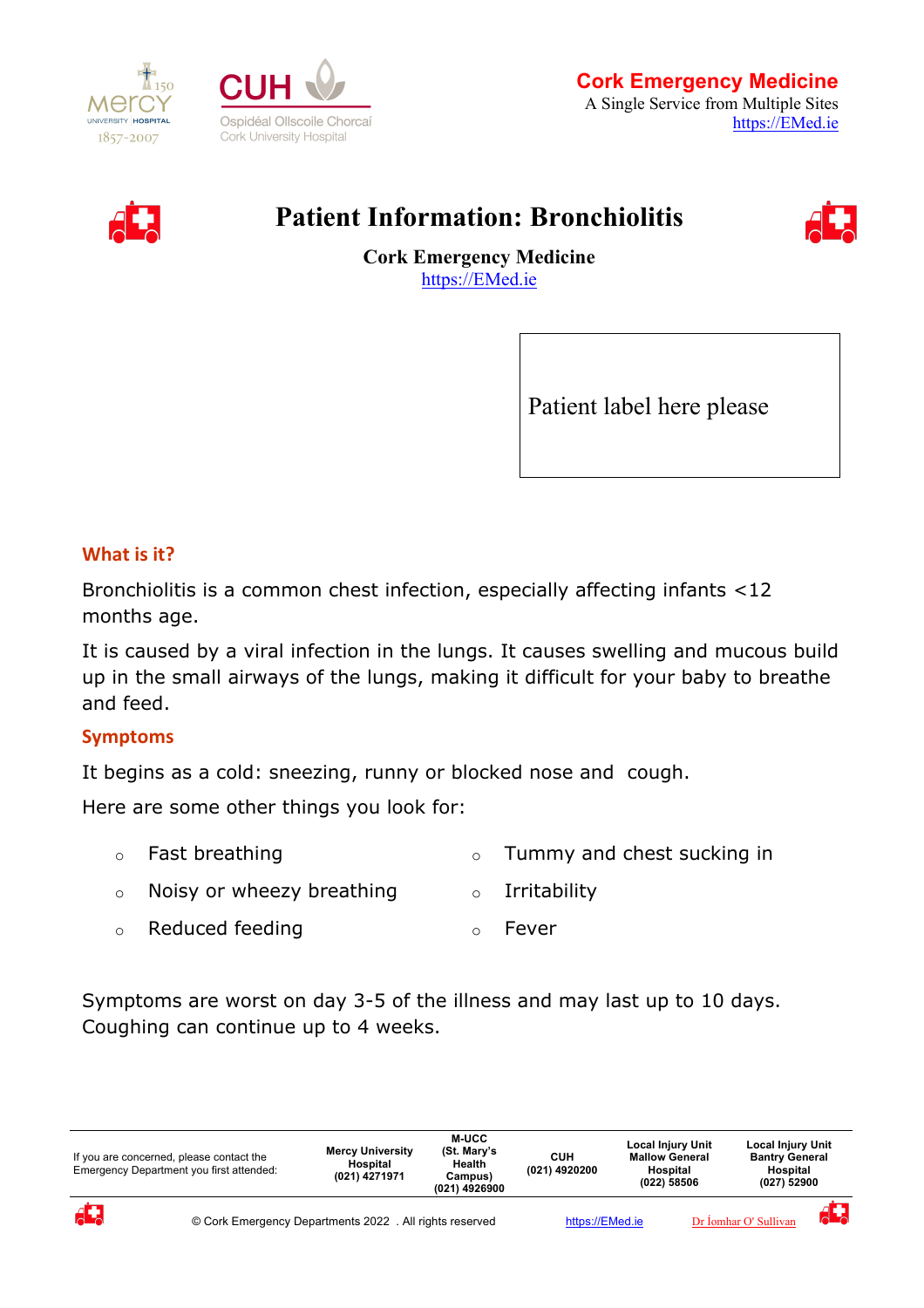Cork Emergency Medicine
A Single Service from Multiple Sites
https://EMed.ie

# Patient Information: Bronchiolitis

**Cork Emergency Medicine**
https://EMed.ie

Patient label here please

## What is it?

Bronchiolitis is a common chest infection, especially affecting infants <12 months age.

It is caused by a viral infection in the lungs. It causes swelling and mucous build up in the small airways of the lungs, making it difficult for your baby to breathe and feed.

## Symptoms

It begins as a cold: sneezing, runny or blocked nose and cough.

Here are some other things you look for:

- Fast breathing
- Noisy or wheezy breathing
- Reduced feeding
- Tummy and chest sucking in
- Irritability
- Fever

Symptoms are worst on day 3-5 of the illness and may last up to 10 days. Coughing can continue up to 4 weeks.

| If you are concerned, please contact the Emergency Department you first attended: | Mercy University Hospital (021) 4271971 | M-UCC (St. Mary's Health Campus) (021) 4926900 | CUH (021) 4920200 | Local Injury Unit Mallow General Hospital (022) 58506 | Local Injury Unit Bantry General Hospital (027) 52900 |
|---|---|---|---|---|---|

© Cork Emergency Departments 2022 . All rights reserved https://EMed.ie Dr Íomhar O' Sullivan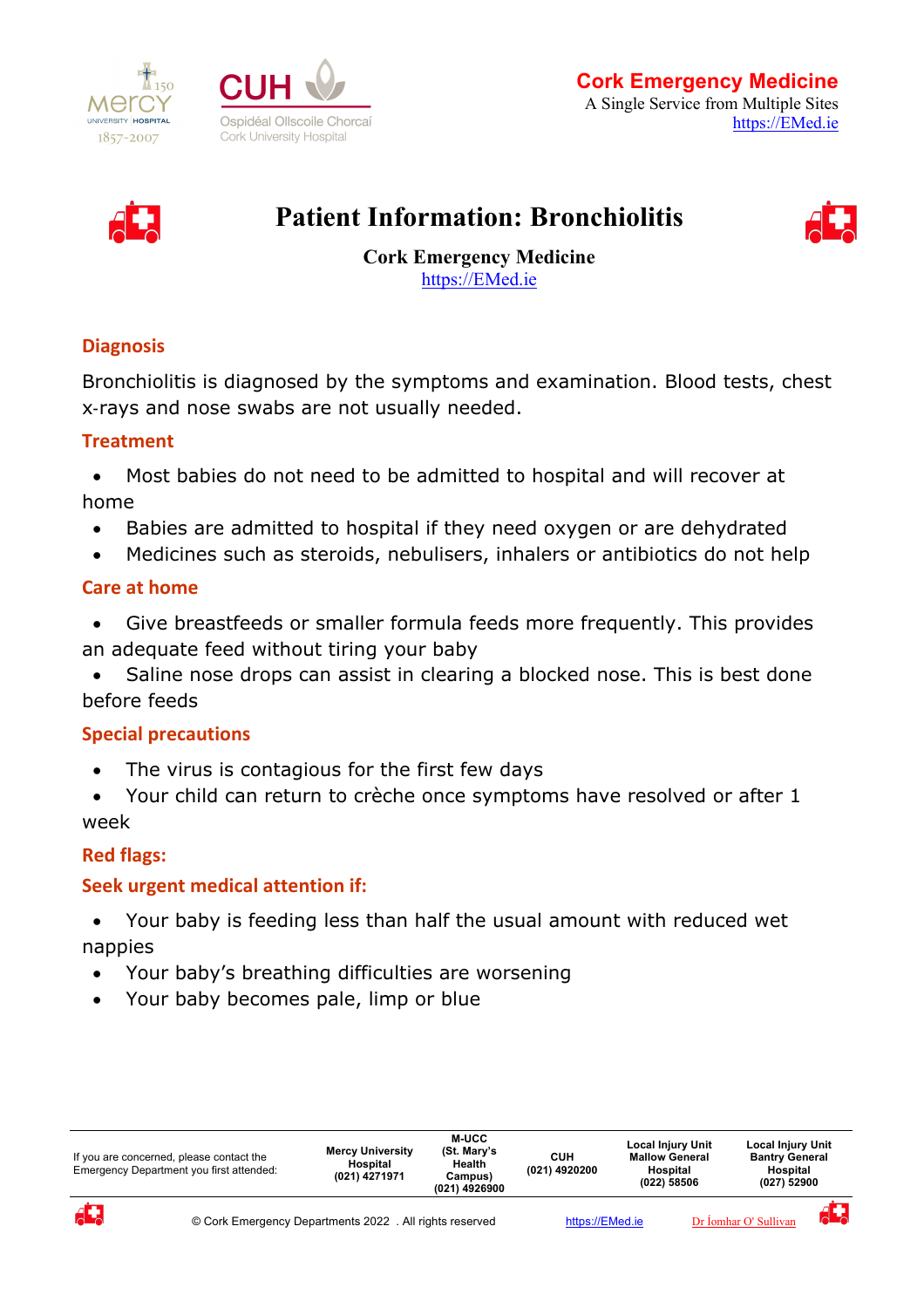Cork Emergency Medicine
A Single Service from Multiple Sites
https://EMed.ie

# Patient Information: Bronchiolitis

**Cork Emergency Medicine**
https://EMed.ie

## Diagnosis

Bronchiolitis is diagnosed by the symptoms and examination. Blood tests, chest x-rays and nose swabs are not usually needed.

## Treatment

- Most babies do not need to be admitted to hospital and will recover at home
- Babies are admitted to hospital if they need oxygen or are dehydrated
- Medicines such as steroids, nebulisers, inhalers or antibiotics do not help

## Care at home

- Give breastfeeds or smaller formula feeds more frequently. This provides an adequate feed without tiring your baby
- Saline nose drops can assist in clearing a blocked nose. This is best done before feeds

## Special precautions

- The virus is contagious for the first few days
- Your child can return to crèche once symptoms have resolved or after 1 week

## Red flags:

## Seek urgent medical attention if:

- Your baby is feeding less than half the usual amount with reduced wet nappies
- Your baby's breathing difficulties are worsening
- Your baby becomes pale, limp or blue

| | | | | | |
|---|---|---|---|---|---|
| If you are concerned, please contact the Emergency Department you first attended: | **Mercy University Hospital (021) 4271971** | **M-UCC (St. Mary's Health Campus) (021) 4926900** | **CUH (021) 4920200** | **Local Injury Unit Mallow General Hospital (022) 58506** | **Local Injury Unit Bantry General Hospital (027) 52900** |

© Cork Emergency Departments 2022 . All rights reserved https://EMed.ie Dr Íomhar O' Sullivan